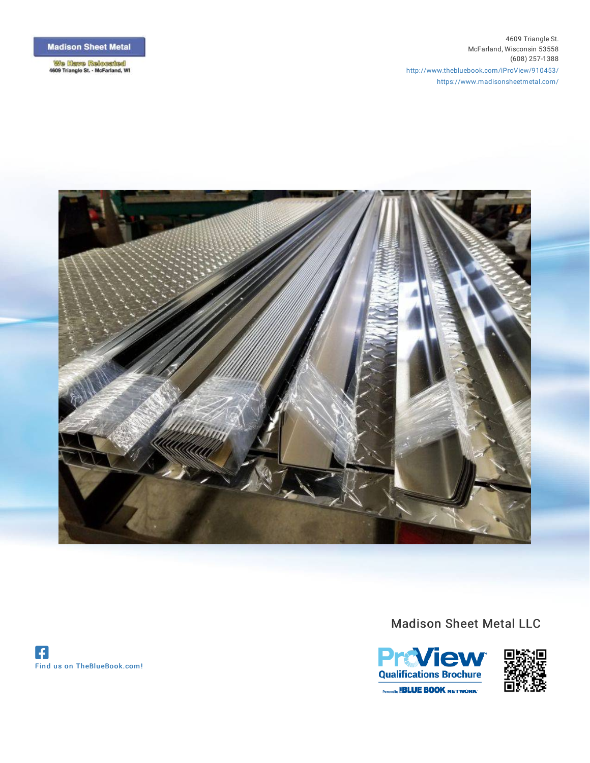**Madison Sheet Metal**

We Have Relocated
4609 Triangle St. - McFarland, WI

4609 Triangle St.
McFarland, Wisconsin 53558
(608) 257-1388
http://www.thebluebook.com/iProView/910453/
https://www.madisonsheetmetal.com/

# Madison Sheet Metal LLC

ProView® Qualifications Brochure

Powered by THE BLUE BOOK NETWORK®

Find us on TheBlueBook.com!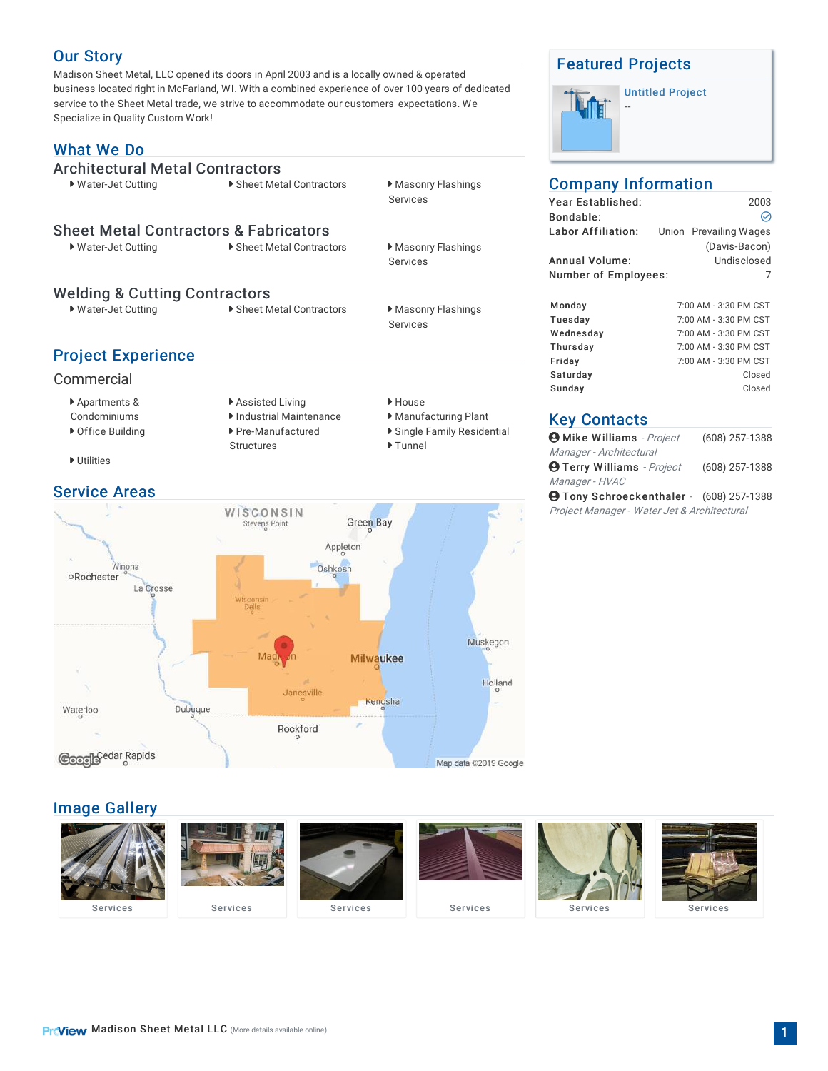## Our Story

Madison Sheet Metal, LLC opened its doors in April 2003 and is a locally owned & operated business located right in McFarland, WI. With a combined experience of over 100 years of dedicated service to the Sheet Metal trade, we strive to accommodate our customers' expectations. We Specialize in Quality Custom Work!

## What We Do

### Architectural Metal Contractors

- Water-Jet Cutting
- Sheet Metal Contractors
- Masonry Flashings Services

### Sheet Metal Contractors & Fabricators

- Water-Jet Cutting
- Sheet Metal Contractors
- Masonry Flashings Services

### Welding & Cutting Contractors

- Water-Jet Cutting
- Sheet Metal Contractors
- Masonry Flashings Services

## Project Experience

### Commercial

- Apartments & Condominiums
- Assisted Living
- House
- Office Building
- Industrial Maintenance
- Manufacturing Plant
- Pre-Manufactured Structures
- Single Family Residential
- Tunnel
- Utilities

## Service Areas

## Featured Projects

**Untitled Project**

--

## Company Information

| | |
|---|---|
| **Year Established:** | 2003 |
| **Bondable:** | ✓ |
| **Labor Affiliation:** | Union Prevailing Wages (Davis-Bacon) |
| **Annual Volume:** | Undisclosed |
| **Number of Employees:** | 7 |

| | |
|---|---|
| **Monday** | 7:00 AM - 3:30 PM CST |
| **Tuesday** | 7:00 AM - 3:30 PM CST |
| **Wednesday** | 7:00 AM - 3:30 PM CST |
| **Thursday** | 7:00 AM - 3:30 PM CST |
| **Friday** | 7:00 AM - 3:30 PM CST |
| **Saturday** | Closed |
| **Sunday** | Closed |

## Key Contacts

- **Mike Williams** - *Project Manager - Architectural* (608) 257-1388
- **Terry Williams** - *Project Manager - HVAC* (608) 257-1388
- **Tony Schroeckenthaler** - *Project Manager - Water Jet & Architectural* (608) 257-1388

## Image Gallery

Services | Services | Services | Services | Services | Services

Madison Sheet Metal LLC (More details available online)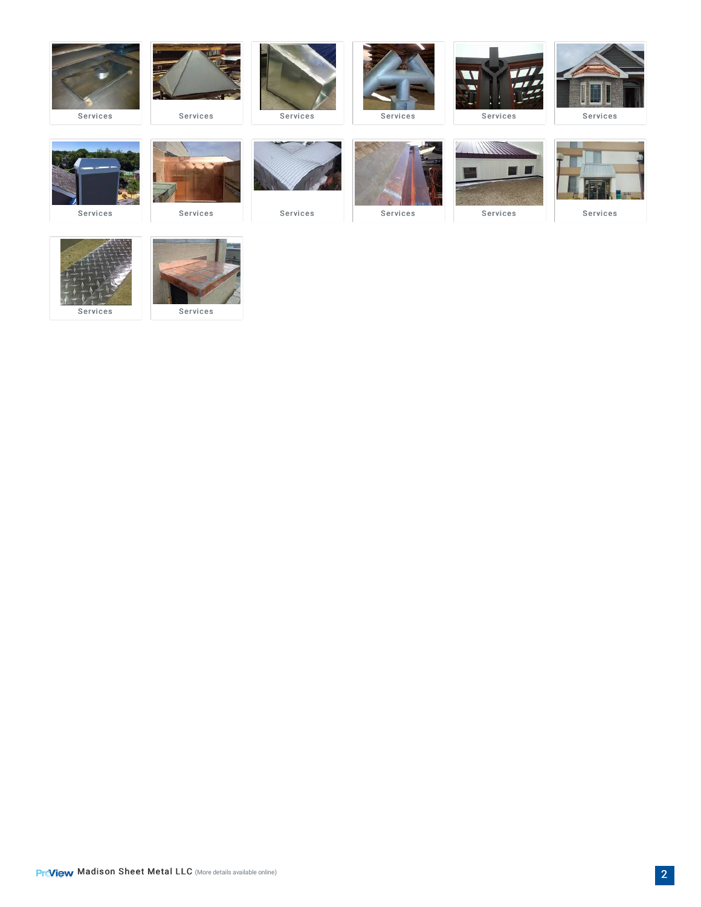Services

Services

Services

Services

Services

Services

Services

Services

Services

Services

Services

Services

Services

Services